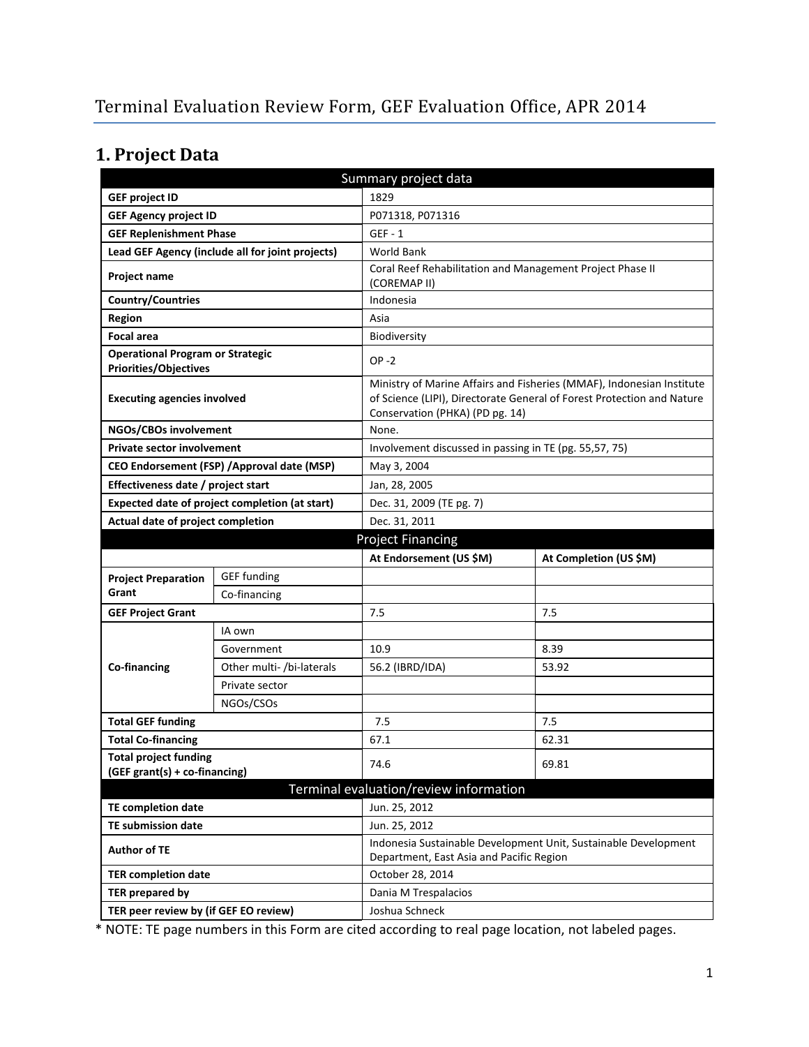# Terminal Evaluation Review Form, GEF Evaluation Office, APR 2014

## 1. Project Data

| Summary project data | | | |
|---|---|---|---|
| **GEF project ID** | | 1829 | |
| **GEF Agency project ID** | | P071318, P071316 | |
| **GEF Replenishment Phase** | | GEF - 1 | |
| **Lead GEF Agency (include all for joint projects)** | | World Bank | |
| **Project name** | | Coral Reef Rehabilitation and Management Project Phase II (COREMAP II) | |
| **Country/Countries** | | Indonesia | |
| **Region** | | Asia | |
| **Focal area** | | Biodiversity | |
| **Operational Program or Strategic Priorities/Objectives** | | OP -2 | |
| **Executing agencies involved** | | Ministry of Marine Affairs and Fisheries (MMAF), Indonesian Institute of Science (LIPI), Directorate General of Forest Protection and Nature Conservation (PHKA) (PD pg. 14) | |
| **NGOs/CBOs involvement** | | None. | |
| **Private sector involvement** | | Involvement discussed in passing in TE (pg. 55,57, 75) | |
| **CEO Endorsement (FSP) /Approval date (MSP)** | | May 3, 2004 | |
| **Effectiveness date / project start** | | Jan, 28, 2005 | |
| **Expected date of project completion (at start)** | | Dec. 31, 2009 (TE pg. 7) | |
| **Actual date of project completion** | | Dec. 31, 2011 | |
| **Project Financing** | | | |
| | | **At Endorsement (US $M)** | **At Completion (US $M)** |
| **Project Preparation Grant** | GEF funding | | |
| | Co-financing | | |
| **GEF Project Grant** | | 7.5 | 7.5 |
| **Co-financing** | IA own | | |
| | Government | 10.9 | 8.39 |
| | Other multi- /bi-laterals | 56.2 (IBRD/IDA) | 53.92 |
| | Private sector | | |
| | NGOs/CSOs | | |
| **Total GEF funding** | | 7.5 | 7.5 |
| **Total Co-financing** | | 67.1 | 62.31 |
| **Total project funding (GEF grant(s) + co-financing)** | | 74.6 | 69.81 |
| **Terminal evaluation/review information** | | | |
| **TE completion date** | | Jun. 25, 2012 | |
| **TE submission date** | | Jun. 25, 2012 | |
| **Author of TE** | | Indonesia Sustainable Development Unit, Sustainable Development Department, East Asia and Pacific Region | |
| **TER completion date** | | October 28, 2014 | |
| **TER prepared by** | | Dania M Trespalacios | |
| **TER peer review by (if GEF EO review)** | | Joshua Schneck | |

* NOTE: TE page numbers in this Form are cited according to real page location, not labeled pages.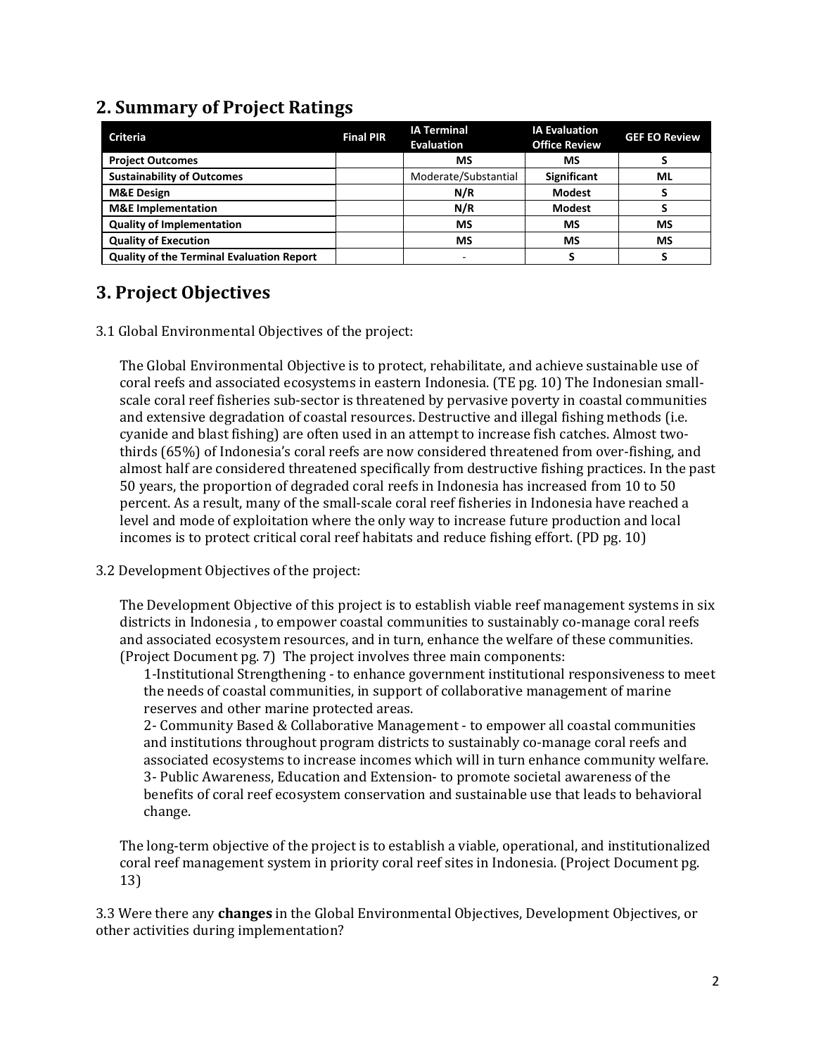## 2. Summary of Project Ratings

| Criteria | Final PIR | IA Terminal Evaluation | IA Evaluation Office Review | GEF EO Review |
|---|---|---|---|---|
| **Project Outcomes** | | **MS** | **MS** | **S** |
| **Sustainability of Outcomes** | | Moderate/Substantial | **Significant** | **ML** |
| **M&E Design** | | **N/R** | **Modest** | **S** |
| **M&E Implementation** | | **N/R** | **Modest** | **S** |
| **Quality of Implementation** | | **MS** | **MS** | **MS** |
| **Quality of Execution** | | **MS** | **MS** | **MS** |
| **Quality of the Terminal Evaluation Report** | | - | **S** | **S** |

## 3. Project Objectives

3.1 Global Environmental Objectives of the project:

The Global Environmental Objective is to protect, rehabilitate, and achieve sustainable use of coral reefs and associated ecosystems in eastern Indonesia. (TE pg. 10) The Indonesian small-scale coral reef fisheries sub-sector is threatened by pervasive poverty in coastal communities and extensive degradation of coastal resources. Destructive and illegal fishing methods (i.e. cyanide and blast fishing) are often used in an attempt to increase fish catches. Almost two-thirds (65%) of Indonesia's coral reefs are now considered threatened from over-fishing, and almost half are considered threatened specifically from destructive fishing practices. In the past 50 years, the proportion of degraded coral reefs in Indonesia has increased from 10 to 50 percent. As a result, many of the small-scale coral reef fisheries in Indonesia have reached a level and mode of exploitation where the only way to increase future production and local incomes is to protect critical coral reef habitats and reduce fishing effort. (PD pg. 10)

3.2 Development Objectives of the project:

The Development Objective of this project is to establish viable reef management systems in six districts in Indonesia , to empower coastal communities to sustainably co-manage coral reefs and associated ecosystem resources, and in turn, enhance the welfare of these communities. (Project Document pg. 7) The project involves three main components:

1-Institutional Strengthening - to enhance government institutional responsiveness to meet the needs of coastal communities, in support of collaborative management of marine reserves and other marine protected areas.

2- Community Based & Collaborative Management - to empower all coastal communities and institutions throughout program districts to sustainably co-manage coral reefs and associated ecosystems to increase incomes which will in turn enhance community welfare.

3- Public Awareness, Education and Extension- to promote societal awareness of the benefits of coral reef ecosystem conservation and sustainable use that leads to behavioral change.

The long-term objective of the project is to establish a viable, operational, and institutionalized coral reef management system in priority coral reef sites in Indonesia. (Project Document pg. 13)

3.3 Were there any **changes** in the Global Environmental Objectives, Development Objectives, or other activities during implementation?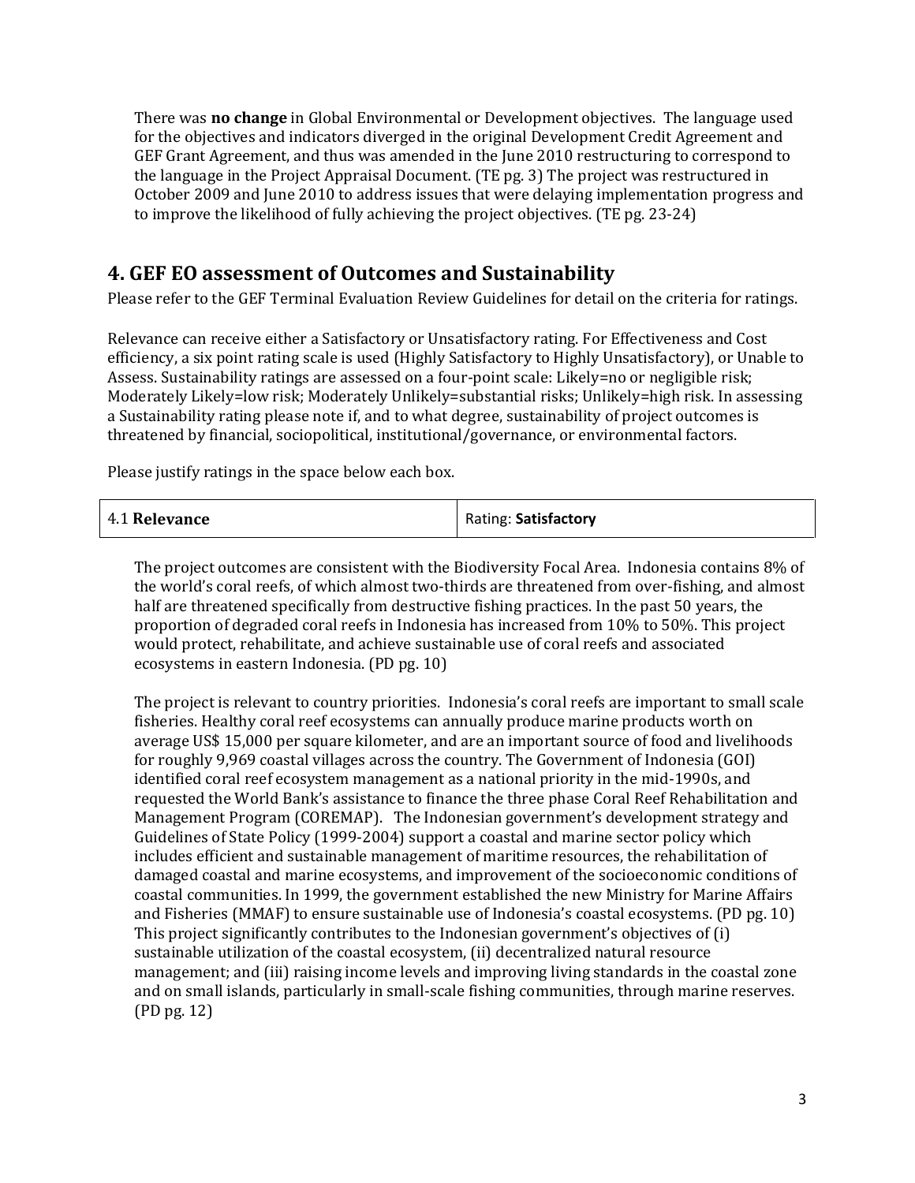There was **no change** in Global Environmental or Development objectives. The language used for the objectives and indicators diverged in the original Development Credit Agreement and GEF Grant Agreement, and thus was amended in the June 2010 restructuring to correspond to the language in the Project Appraisal Document. (TE pg. 3) The project was restructured in October 2009 and June 2010 to address issues that were delaying implementation progress and to improve the likelihood of fully achieving the project objectives. (TE pg. 23-24)

## 4. GEF EO assessment of Outcomes and Sustainability

Please refer to the GEF Terminal Evaluation Review Guidelines for detail on the criteria for ratings.

Relevance can receive either a Satisfactory or Unsatisfactory rating. For Effectiveness and Cost efficiency, a six point rating scale is used (Highly Satisfactory to Highly Unsatisfactory), or Unable to Assess. Sustainability ratings are assessed on a four-point scale: Likely=no or negligible risk; Moderately Likely=low risk; Moderately Unlikely=substantial risks; Unlikely=high risk. In assessing a Sustainability rating please note if, and to what degree, sustainability of project outcomes is threatened by financial, sociopolitical, institutional/governance, or environmental factors.

Please justify ratings in the space below each box.

| 4.1 **Relevance** | Rating: **Satisfactory** |
|---|---|

The project outcomes are consistent with the Biodiversity Focal Area. Indonesia contains 8% of the world's coral reefs, of which almost two-thirds are threatened from over-fishing, and almost half are threatened specifically from destructive fishing practices. In the past 50 years, the proportion of degraded coral reefs in Indonesia has increased from 10% to 50%. This project would protect, rehabilitate, and achieve sustainable use of coral reefs and associated ecosystems in eastern Indonesia. (PD pg. 10)

The project is relevant to country priorities. Indonesia's coral reefs are important to small scale fisheries. Healthy coral reef ecosystems can annually produce marine products worth on average US$ 15,000 per square kilometer, and are an important source of food and livelihoods for roughly 9,969 coastal villages across the country. The Government of Indonesia (GOI) identified coral reef ecosystem management as a national priority in the mid-1990s, and requested the World Bank's assistance to finance the three phase Coral Reef Rehabilitation and Management Program (COREMAP). The Indonesian government's development strategy and Guidelines of State Policy (1999-2004) support a coastal and marine sector policy which includes efficient and sustainable management of maritime resources, the rehabilitation of damaged coastal and marine ecosystems, and improvement of the socioeconomic conditions of coastal communities. In 1999, the government established the new Ministry for Marine Affairs and Fisheries (MMAF) to ensure sustainable use of Indonesia's coastal ecosystems. (PD pg. 10) This project significantly contributes to the Indonesian government's objectives of (i) sustainable utilization of the coastal ecosystem, (ii) decentralized natural resource management; and (iii) raising income levels and improving living standards in the coastal zone and on small islands, particularly in small-scale fishing communities, through marine reserves. (PD pg. 12)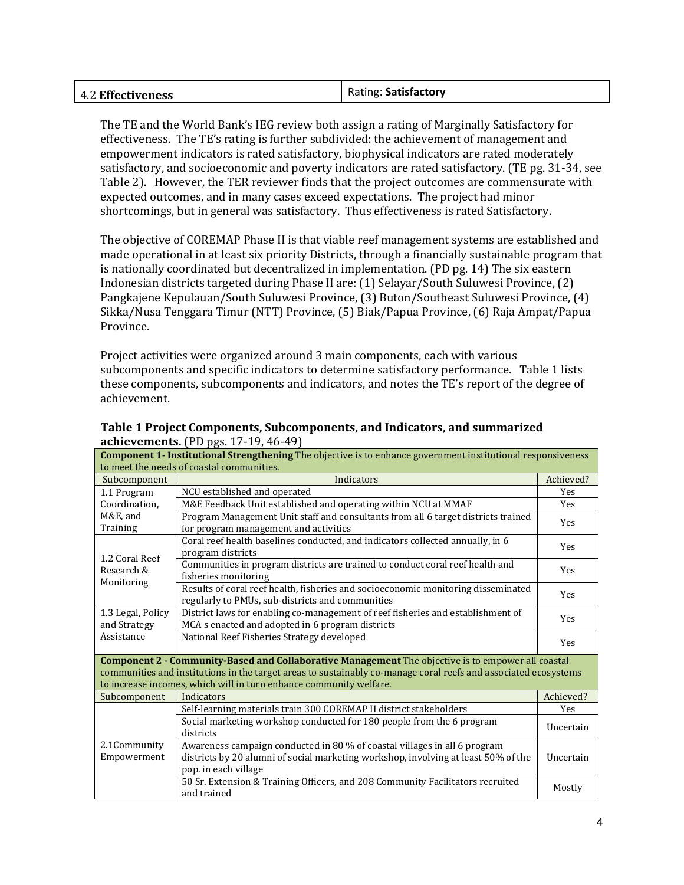| 4.2 **Effectiveness** | Rating: **Satisfactory** |
|---|---|

The TE and the World Bank's IEG review both assign a rating of Marginally Satisfactory for effectiveness. The TE's rating is further subdivided: the achievement of management and empowerment indicators is rated satisfactory, biophysical indicators are rated moderately satisfactory, and socioeconomic and poverty indicators are rated satisfactory. (TE pg. 31-34, see Table 2). However, the TER reviewer finds that the project outcomes are commensurate with expected outcomes, and in many cases exceed expectations. The project had minor shortcomings, but in general was satisfactory. Thus effectiveness is rated Satisfactory.

The objective of COREMAP Phase II is that viable reef management systems are established and made operational in at least six priority Districts, through a financially sustainable program that is nationally coordinated but decentralized in implementation. (PD pg. 14) The six eastern Indonesian districts targeted during Phase II are: (1) Selayar/South Suluwesi Province, (2) Pangkajene Kepulauan/South Suluwesi Province, (3) Buton/Southeast Suluwesi Province, (4) Sikka/Nusa Tenggara Timur (NTT) Province, (5) Biak/Papua Province, (6) Raja Ampat/Papua Province.

Project activities were organized around 3 main components, each with various subcomponents and specific indicators to determine satisfactory performance. Table 1 lists these components, subcomponents and indicators, and notes the TE's report of the degree of achievement.

**Table 1 Project Components, Subcomponents, and Indicators, and summarized achievements.** (PD pgs. 17-19, 46-49)

| **Component 1- Institutional Strengthening** The objective is to enhance government institutional responsiveness to meet the needs of coastal communities. | | |
|---|---|---|
| Subcomponent | Indicators | Achieved? |
| 1.1 Program Coordination, M&E, and Training | NCU established and operated | Yes |
| | M&E Feedback Unit established and operating within NCU at MMAF | Yes |
| | Program Management Unit staff and consultants from all 6 target districts trained for program management and activities | Yes |
| 1.2 Coral Reef Research & Monitoring | Coral reef health baselines conducted, and indicators collected annually, in 6 program districts | Yes |
| | Communities in program districts are trained to conduct coral reef health and fisheries monitoring | Yes |
| | Results of coral reef health, fisheries and socioeconomic monitoring disseminated regularly to PMUs, sub-districts and communities | Yes |
| 1.3 Legal, Policy and Strategy Assistance | District laws for enabling co-management of reef fisheries and establishment of MCA s enacted and adopted in 6 program districts | Yes |
| | National Reef Fisheries Strategy developed | Yes |
| **Component 2 - Community-Based and Collaborative Management** The objective is to empower all coastal communities and institutions in the target areas to sustainably co-manage coral reefs and associated ecosystems to increase incomes, which will in turn enhance community welfare. | | |
| Subcomponent | Indicators | Achieved? |
| 2.1Community Empowerment | Self-learning materials train 300 COREMAP II district stakeholders | Yes |
| | Social marketing workshop conducted for 180 people from the 6 program districts | Uncertain |
| | Awareness campaign conducted in 80 % of coastal villages in all 6 program districts by 20 alumni of social marketing workshop, involving at least 50% of the pop. in each village | Uncertain |
| | 50 Sr. Extension & Training Officers, and 208 Community Facilitators recruited and trained | Mostly |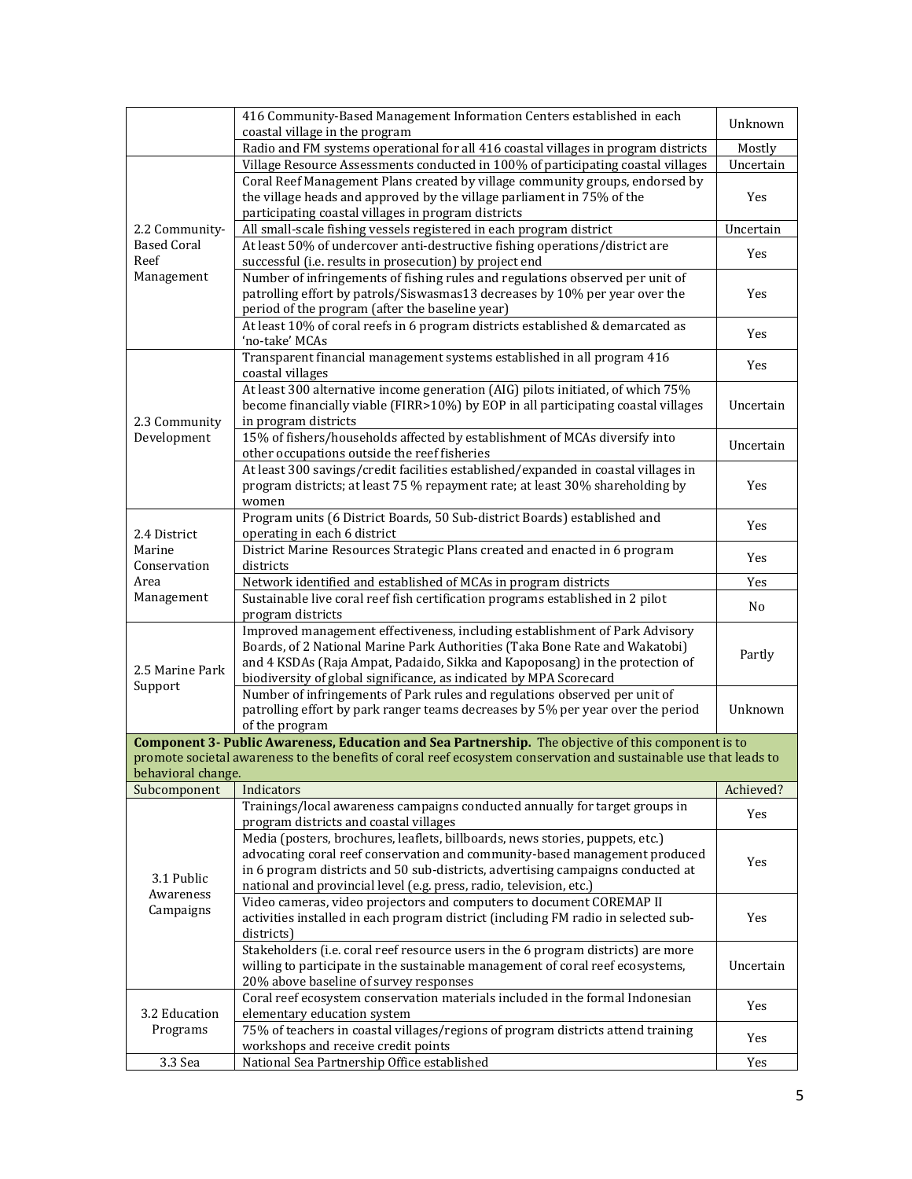|  | 416 Community-Based Management Information Centers established in each coastal village in the program | Unknown |
|---|---|---|
|  | Radio and FM systems operational for all 416 coastal villages in program districts | Mostly |
| 2.2 Community-Based Coral Reef Management | Village Resource Assessments conducted in 100% of participating coastal villages | Uncertain |
|  | Coral Reef Management Plans created by village community groups, endorsed by the village heads and approved by the village parliament in 75% of the participating coastal villages in program districts | Yes |
|  | All small-scale fishing vessels registered in each program district | Uncertain |
|  | At least 50% of undercover anti-destructive fishing operations/district are successful (i.e. results in prosecution) by project end | Yes |
|  | Number of infringements of fishing rules and regulations observed per unit of patrolling effort by patrols/Siswasmas13 decreases by 10% per year over the period of the program (after the baseline year) | Yes |
|  | At least 10% of coral reefs in 6 program districts established & demarcated as 'no-take' MCAs | Yes |
| 2.3 Community Development | Transparent financial management systems established in all program 416 coastal villages | Yes |
|  | At least 300 alternative income generation (AIG) pilots initiated, of which 75% become financially viable (FIRR>10%) by EOP in all participating coastal villages in program districts | Uncertain |
|  | 15% of fishers/households affected by establishment of MCAs diversify into other occupations outside the reef fisheries | Uncertain |
|  | At least 300 savings/credit facilities established/expanded in coastal villages in program districts; at least 75 % repayment rate; at least 30% shareholding by women | Yes |
| 2.4 District Marine Conservation Area Management | Program units (6 District Boards, 50 Sub-district Boards) established and operating in each 6 district | Yes |
|  | District Marine Resources Strategic Plans created and enacted in 6 program districts | Yes |
|  | Network identified and established of MCAs in program districts | Yes |
|  | Sustainable live coral reef fish certification programs established in 2 pilot program districts | No |
| 2.5 Marine Park Support | Improved management effectiveness, including establishment of Park Advisory Boards, of 2 National Marine Park Authorities (Taka Bone Rate and Wakatobi) and 4 KSDAs (Raja Ampat, Padaido, Sikka and Kapoposang) in the protection of biodiversity of global significance, as indicated by MPA Scorecard | Partly |
|  | Number of infringements of Park rules and regulations observed per unit of patrolling effort by park ranger teams decreases by 5% per year over the period of the program | Unknown |
| **Component 3- Public Awareness, Education and Sea Partnership.** The objective of this component is to promote societal awareness to the benefits of coral reef ecosystem conservation and sustainable use that leads to behavioral change. | | |
| Subcomponent | Indicators | Achieved? |
| 3.1 Public Awareness Campaigns | Trainings/local awareness campaigns conducted annually for target groups in program districts and coastal villages | Yes |
|  | Media (posters, brochures, leaflets, billboards, news stories, puppets, etc.) advocating coral reef conservation and community-based management produced in 6 program districts and 50 sub-districts, advertising campaigns conducted at national and provincial level (e.g. press, radio, television, etc.) | Yes |
|  | Video cameras, video projectors and computers to document COREMAP II activities installed in each program district (including FM radio in selected sub-districts) | Yes |
|  | Stakeholders (i.e. coral reef resource users in the 6 program districts) are more willing to participate in the sustainable management of coral reef ecosystems, 20% above baseline of survey responses | Uncertain |
| 3.2 Education Programs | Coral reef ecosystem conservation materials included in the formal Indonesian elementary education system | Yes |
|  | 75% of teachers in coastal villages/regions of program districts attend training workshops and receive credit points | Yes |
| 3.3 Sea | National Sea Partnership Office established | Yes |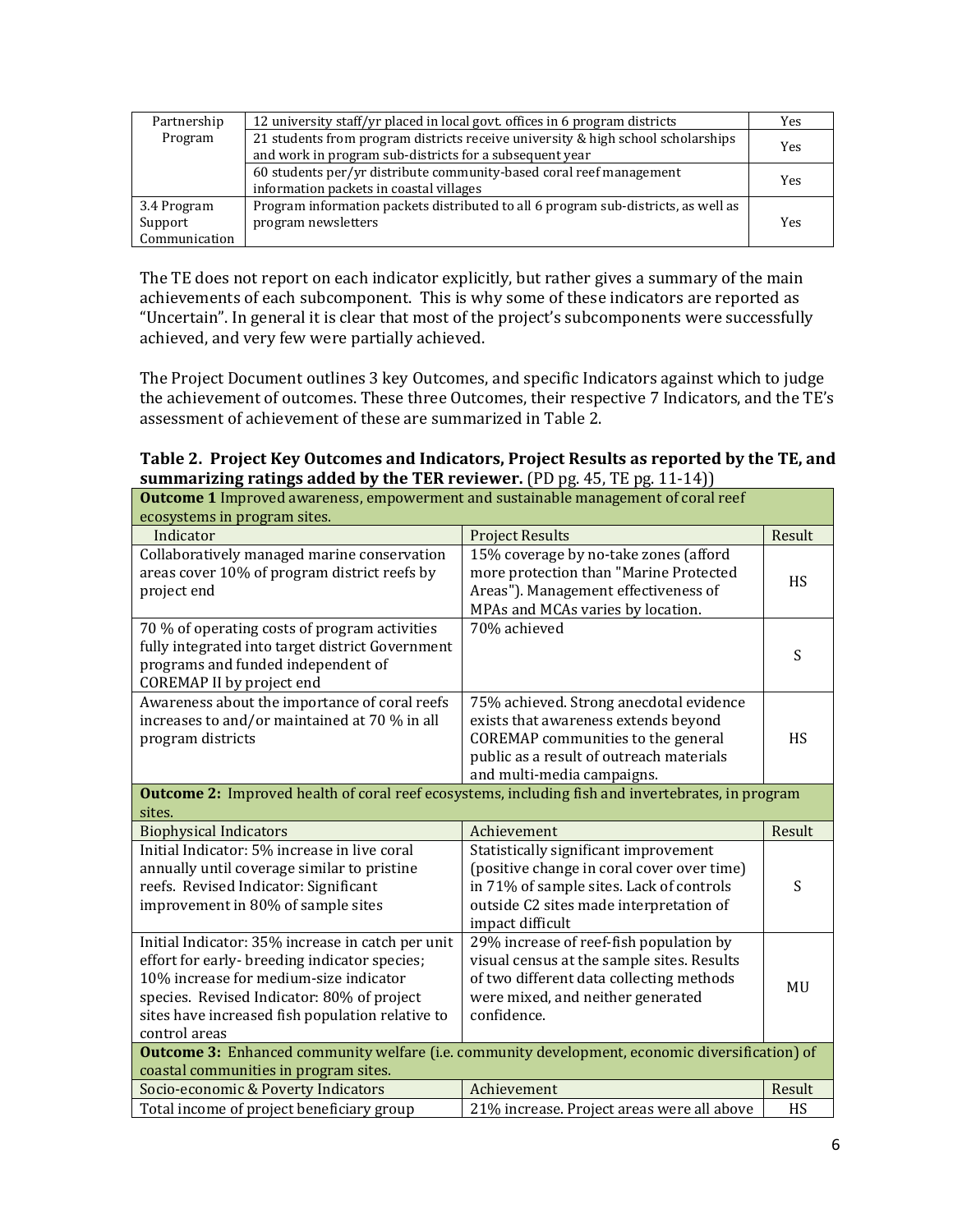| Partnership Program | 12 university staff/yr placed in local govt. offices in 6 program districts | Yes |
|---|---|---|
| | 21 students from program districts receive university & high school scholarships and work in program sub-districts for a subsequent year | Yes |
| | 60 students per/yr distribute community-based coral reef management information packets in coastal villages | Yes |
| 3.4 Program Support Communication | Program information packets distributed to all 6 program sub-districts, as well as program newsletters | Yes |

The TE does not report on each indicator explicitly, but rather gives a summary of the main achievements of each subcomponent. This is why some of these indicators are reported as "Uncertain". In general it is clear that most of the project's subcomponents were successfully achieved, and very few were partially achieved.

The Project Document outlines 3 key Outcomes, and specific Indicators against which to judge the achievement of outcomes. These three Outcomes, their respective 7 Indicators, and the TE's assessment of achievement of these are summarized in Table 2.

**Table 2. Project Key Outcomes and Indicators, Project Results as reported by the TE, and summarizing ratings added by the TER reviewer.** (PD pg. 45, TE pg. 11-14))

| **Outcome 1** Improved awareness, empowerment and sustainable management of coral reef ecosystems in program sites. | | |
|---|---|---|
| Indicator | Project Results | Result |
| Collaboratively managed marine conservation areas cover 10% of program district reefs by project end | 15% coverage by no-take zones (afford more protection than "Marine Protected Areas"). Management effectiveness of MPAs and MCAs varies by location. | HS |
| 70 % of operating costs of program activities fully integrated into target district Government programs and funded independent of COREMAP II by project end | 70% achieved | S |
| Awareness about the importance of coral reefs increases to and/or maintained at 70 % in all program districts | 75% achieved. Strong anecdotal evidence exists that awareness extends beyond COREMAP communities to the general public as a result of outreach materials and multi-media campaigns. | HS |
| **Outcome 2:** Improved health of coral reef ecosystems, including fish and invertebrates, in program sites. | | |
| Biophysical Indicators | Achievement | Result |
| Initial Indicator: 5% increase in live coral annually until coverage similar to pristine reefs. Revised Indicator: Significant improvement in 80% of sample sites | Statistically significant improvement (positive change in coral cover over time) in 71% of sample sites. Lack of controls outside C2 sites made interpretation of impact difficult | S |
| Initial Indicator: 35% increase in catch per unit effort for early- breeding indicator species; 10% increase for medium-size indicator species. Revised Indicator: 80% of project sites have increased fish population relative to control areas | 29% increase of reef-fish population by visual census at the sample sites. Results of two different data collecting methods were mixed, and neither generated confidence. | MU |
| **Outcome 3:** Enhanced community welfare (i.e. community development, economic diversification) of coastal communities in program sites. | | |
| Socio-economic & Poverty Indicators | Achievement | Result |
| Total income of project beneficiary group | 21% increase. Project areas were all above | HS |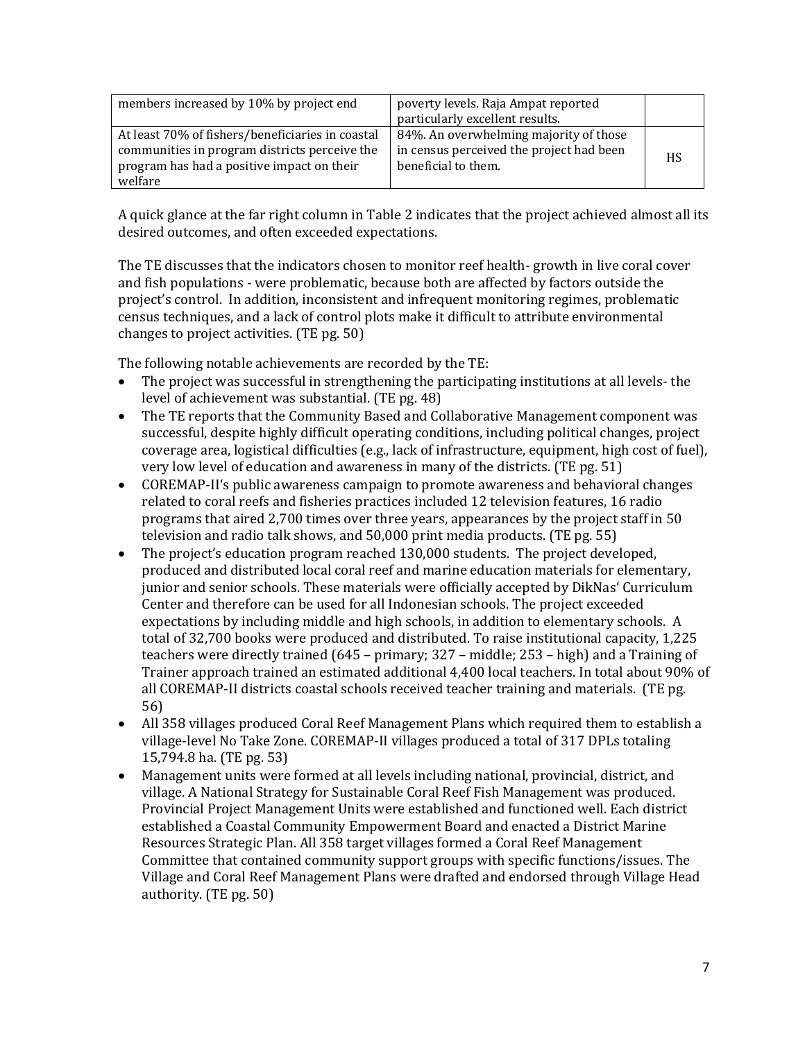| members increased by 10% by project end | poverty levels. Raja Ampat reported particularly excellent results. | |
|---|---|---|
| At least 70% of fishers/beneficiaries in coastal communities in program districts perceive the program has had a positive impact on their welfare | 84%. An overwhelming majority of those in census perceived the project had been beneficial to them. | HS |

A quick glance at the far right column in Table 2 indicates that the project achieved almost all its desired outcomes, and often exceeded expectations.

The TE discusses that the indicators chosen to monitor reef health- growth in live coral cover and fish populations - were problematic, because both are affected by factors outside the project's control. In addition, inconsistent and infrequent monitoring regimes, problematic census techniques, and a lack of control plots make it difficult to attribute environmental changes to project activities. (TE pg. 50)

The following notable achievements are recorded by the TE:

- The project was successful in strengthening the participating institutions at all levels- the level of achievement was substantial. (TE pg. 48)
- The TE reports that the Community Based and Collaborative Management component was successful, despite highly difficult operating conditions, including political changes, project coverage area, logistical difficulties (e.g., lack of infrastructure, equipment, high cost of fuel), very low level of education and awareness in many of the districts. (TE pg. 51)
- COREMAP-II's public awareness campaign to promote awareness and behavioral changes related to coral reefs and fisheries practices included 12 television features, 16 radio programs that aired 2,700 times over three years, appearances by the project staff in 50 television and radio talk shows, and 50,000 print media products. (TE pg. 55)
- The project's education program reached 130,000 students. The project developed, produced and distributed local coral reef and marine education materials for elementary, junior and senior schools. These materials were officially accepted by DikNas' Curriculum Center and therefore can be used for all Indonesian schools. The project exceeded expectations by including middle and high schools, in addition to elementary schools. A total of 32,700 books were produced and distributed. To raise institutional capacity, 1,225 teachers were directly trained (645 – primary; 327 – middle; 253 – high) and a Training of Trainer approach trained an estimated additional 4,400 local teachers. In total about 90% of all COREMAP-II districts coastal schools received teacher training and materials. (TE pg. 56)
- All 358 villages produced Coral Reef Management Plans which required them to establish a village-level No Take Zone. COREMAP-II villages produced a total of 317 DPLs totaling 15,794.8 ha. (TE pg. 53)
- Management units were formed at all levels including national, provincial, district, and village. A National Strategy for Sustainable Coral Reef Fish Management was produced. Provincial Project Management Units were established and functioned well. Each district established a Coastal Community Empowerment Board and enacted a District Marine Resources Strategic Plan. All 358 target villages formed a Coral Reef Management Committee that contained community support groups with specific functions/issues. The Village and Coral Reef Management Plans were drafted and endorsed through Village Head authority. (TE pg. 50)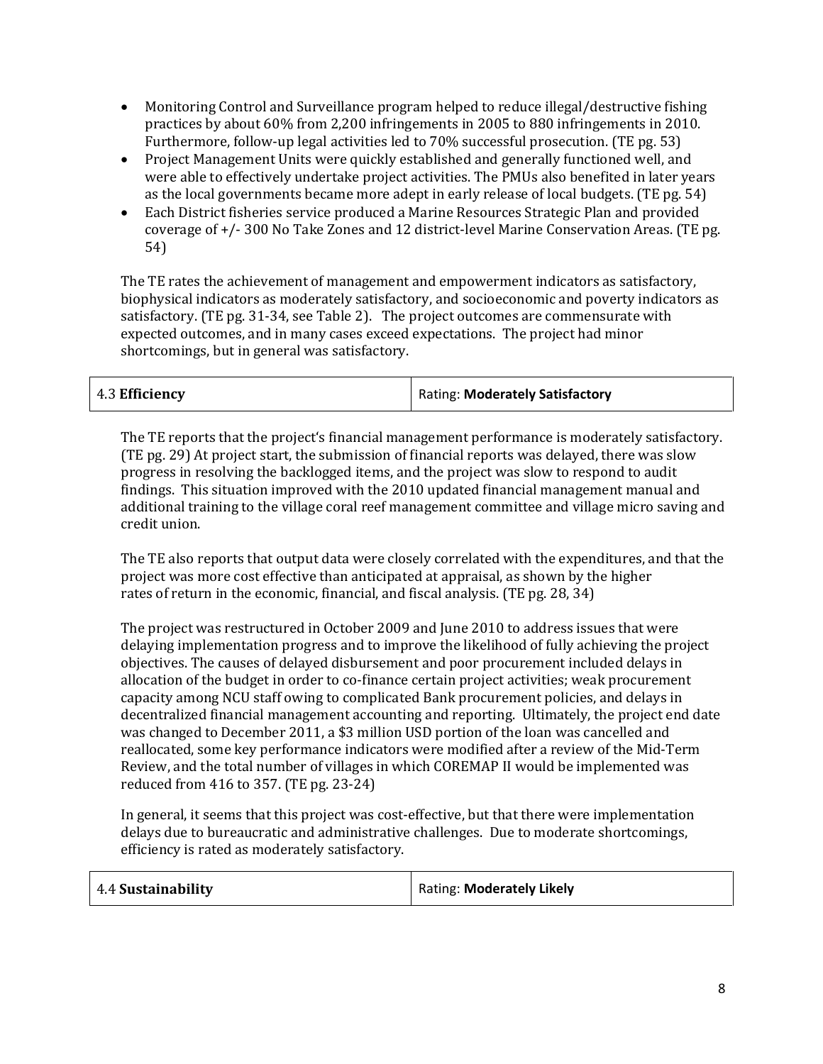- Monitoring Control and Surveillance program helped to reduce illegal/destructive fishing practices by about 60% from 2,200 infringements in 2005 to 880 infringements in 2010. Furthermore, follow-up legal activities led to 70% successful prosecution. (TE pg. 53)
- Project Management Units were quickly established and generally functioned well, and were able to effectively undertake project activities. The PMUs also benefited in later years as the local governments became more adept in early release of local budgets. (TE pg. 54)
- Each District fisheries service produced a Marine Resources Strategic Plan and provided coverage of +/- 300 No Take Zones and 12 district-level Marine Conservation Areas. (TE pg. 54)

The TE rates the achievement of management and empowerment indicators as satisfactory, biophysical indicators as moderately satisfactory, and socioeconomic and poverty indicators as satisfactory. (TE pg. 31-34, see Table 2). The project outcomes are commensurate with expected outcomes, and in many cases exceed expectations. The project had minor shortcomings, but in general was satisfactory.

| 4.3 **Efficiency** | Rating: **Moderately Satisfactory** |
|---|---|

The TE reports that the project's financial management performance is moderately satisfactory. (TE pg. 29) At project start, the submission of financial reports was delayed, there was slow progress in resolving the backlogged items, and the project was slow to respond to audit findings. This situation improved with the 2010 updated financial management manual and additional training to the village coral reef management committee and village micro saving and credit union.

The TE also reports that output data were closely correlated with the expenditures, and that the project was more cost effective than anticipated at appraisal, as shown by the higher rates of return in the economic, financial, and fiscal analysis. (TE pg. 28, 34)

The project was restructured in October 2009 and June 2010 to address issues that were delaying implementation progress and to improve the likelihood of fully achieving the project objectives. The causes of delayed disbursement and poor procurement included delays in allocation of the budget in order to co-finance certain project activities; weak procurement capacity among NCU staff owing to complicated Bank procurement policies, and delays in decentralized financial management accounting and reporting. Ultimately, the project end date was changed to December 2011, a $3 million USD portion of the loan was cancelled and reallocated, some key performance indicators were modified after a review of the Mid-Term Review, and the total number of villages in which COREMAP II would be implemented was reduced from 416 to 357. (TE pg. 23-24)

In general, it seems that this project was cost-effective, but that there were implementation delays due to bureaucratic and administrative challenges. Due to moderate shortcomings, efficiency is rated as moderately satisfactory.

| 4.4 **Sustainability** | Rating: **Moderately Likely** |
|---|---|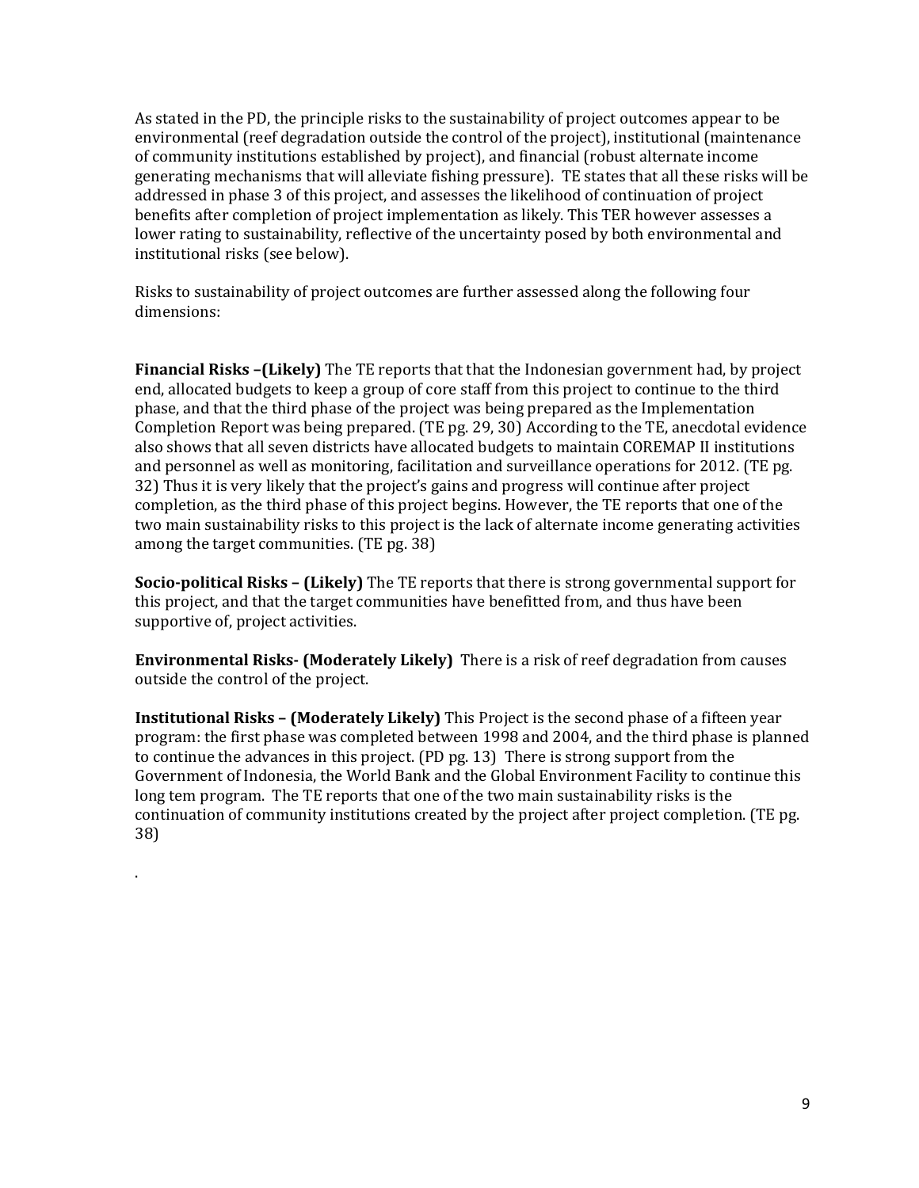As stated in the PD, the principle risks to the sustainability of project outcomes appear to be environmental (reef degradation outside the control of the project), institutional (maintenance of community institutions established by project), and financial (robust alternate income generating mechanisms that will alleviate fishing pressure). TE states that all these risks will be addressed in phase 3 of this project, and assesses the likelihood of continuation of project benefits after completion of project implementation as likely. This TER however assesses a lower rating to sustainability, reflective of the uncertainty posed by both environmental and institutional risks (see below).

Risks to sustainability of project outcomes are further assessed along the following four dimensions:

**Financial Risks –(Likely)** The TE reports that that the Indonesian government had, by project end, allocated budgets to keep a group of core staff from this project to continue to the third phase, and that the third phase of the project was being prepared as the Implementation Completion Report was being prepared. (TE pg. 29, 30) According to the TE, anecdotal evidence also shows that all seven districts have allocated budgets to maintain COREMAP II institutions and personnel as well as monitoring, facilitation and surveillance operations for 2012. (TE pg. 32) Thus it is very likely that the project's gains and progress will continue after project completion, as the third phase of this project begins. However, the TE reports that one of the two main sustainability risks to this project is the lack of alternate income generating activities among the target communities. (TE pg. 38)

**Socio-political Risks – (Likely)** The TE reports that there is strong governmental support for this project, and that the target communities have benefitted from, and thus have been supportive of, project activities.

**Environmental Risks- (Moderately Likely)** There is a risk of reef degradation from causes outside the control of the project.

**Institutional Risks – (Moderately Likely)** This Project is the second phase of a fifteen year program: the first phase was completed between 1998 and 2004, and the third phase is planned to continue the advances in this project. (PD pg. 13) There is strong support from the Government of Indonesia, the World Bank and the Global Environment Facility to continue this long tem program. The TE reports that one of the two main sustainability risks is the continuation of community institutions created by the project after project completion. (TE pg. 38)

.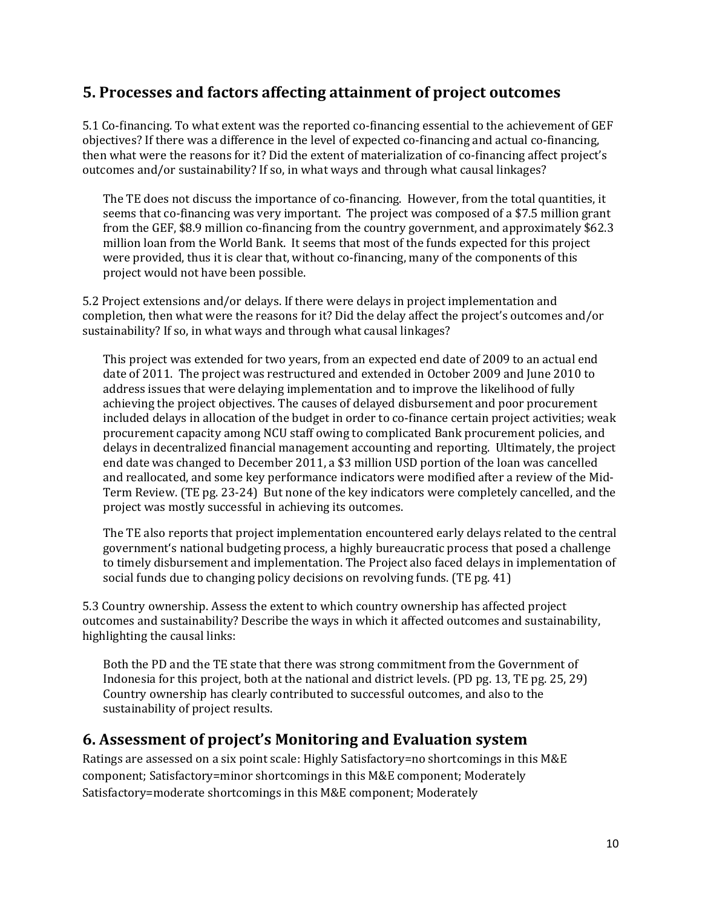## 5. Processes and factors affecting attainment of project outcomes

5.1 Co-financing. To what extent was the reported co-financing essential to the achievement of GEF objectives? If there was a difference in the level of expected co-financing and actual co-financing, then what were the reasons for it? Did the extent of materialization of co-financing affect project's outcomes and/or sustainability? If so, in what ways and through what causal linkages?

The TE does not discuss the importance of co-financing. However, from the total quantities, it seems that co-financing was very important. The project was composed of a \$7.5 million grant from the GEF, \$8.9 million co-financing from the country government, and approximately \$62.3 million loan from the World Bank. It seems that most of the funds expected for this project were provided, thus it is clear that, without co-financing, many of the components of this project would not have been possible.

5.2 Project extensions and/or delays. If there were delays in project implementation and completion, then what were the reasons for it? Did the delay affect the project's outcomes and/or sustainability? If so, in what ways and through what causal linkages?

This project was extended for two years, from an expected end date of 2009 to an actual end date of 2011. The project was restructured and extended in October 2009 and June 2010 to address issues that were delaying implementation and to improve the likelihood of fully achieving the project objectives. The causes of delayed disbursement and poor procurement included delays in allocation of the budget in order to co-finance certain project activities; weak procurement capacity among NCU staff owing to complicated Bank procurement policies, and delays in decentralized financial management accounting and reporting. Ultimately, the project end date was changed to December 2011, a \$3 million USD portion of the loan was cancelled and reallocated, and some key performance indicators were modified after a review of the Mid-Term Review. (TE pg. 23-24) But none of the key indicators were completely cancelled, and the project was mostly successful in achieving its outcomes.

The TE also reports that project implementation encountered early delays related to the central government's national budgeting process, a highly bureaucratic process that posed a challenge to timely disbursement and implementation. The Project also faced delays in implementation of social funds due to changing policy decisions on revolving funds. (TE pg. 41)

5.3 Country ownership. Assess the extent to which country ownership has affected project outcomes and sustainability? Describe the ways in which it affected outcomes and sustainability, highlighting the causal links:

Both the PD and the TE state that there was strong commitment from the Government of Indonesia for this project, both at the national and district levels. (PD pg. 13, TE pg. 25, 29) Country ownership has clearly contributed to successful outcomes, and also to the sustainability of project results.

## 6. Assessment of project's Monitoring and Evaluation system

Ratings are assessed on a six point scale: Highly Satisfactory=no shortcomings in this M&E component; Satisfactory=minor shortcomings in this M&E component; Moderately Satisfactory=moderate shortcomings in this M&E component; Moderately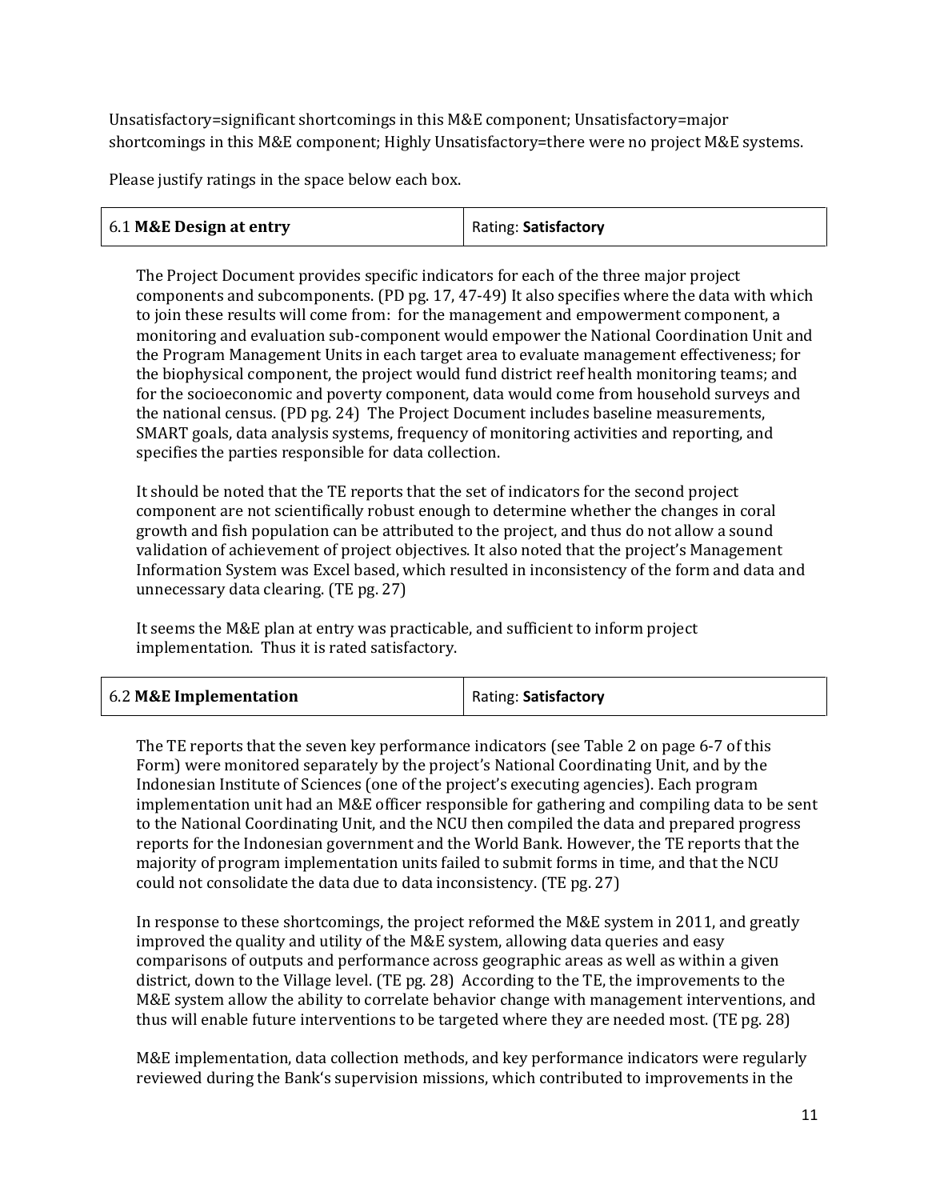Unsatisfactory=significant shortcomings in this M&E component; Unsatisfactory=major shortcomings in this M&E component; Highly Unsatisfactory=there were no project M&E systems.

Please justify ratings in the space below each box.

| 6.1 **M&E Design at entry** | Rating: **Satisfactory** |
|---|---|

The Project Document provides specific indicators for each of the three major project components and subcomponents. (PD pg. 17, 47-49) It also specifies where the data with which to join these results will come from: for the management and empowerment component, a monitoring and evaluation sub-component would empower the National Coordination Unit and the Program Management Units in each target area to evaluate management effectiveness; for the biophysical component, the project would fund district reef health monitoring teams; and for the socioeconomic and poverty component, data would come from household surveys and the national census. (PD pg. 24) The Project Document includes baseline measurements, SMART goals, data analysis systems, frequency of monitoring activities and reporting, and specifies the parties responsible for data collection.

It should be noted that the TE reports that the set of indicators for the second project component are not scientifically robust enough to determine whether the changes in coral growth and fish population can be attributed to the project, and thus do not allow a sound validation of achievement of project objectives. It also noted that the project's Management Information System was Excel based, which resulted in inconsistency of the form and data and unnecessary data clearing. (TE pg. 27)

It seems the M&E plan at entry was practicable, and sufficient to inform project implementation. Thus it is rated satisfactory.

| 6.2 **M&E Implementation** | Rating: **Satisfactory** |
|---|---|

The TE reports that the seven key performance indicators (see Table 2 on page 6-7 of this Form) were monitored separately by the project's National Coordinating Unit, and by the Indonesian Institute of Sciences (one of the project's executing agencies). Each program implementation unit had an M&E officer responsible for gathering and compiling data to be sent to the National Coordinating Unit, and the NCU then compiled the data and prepared progress reports for the Indonesian government and the World Bank. However, the TE reports that the majority of program implementation units failed to submit forms in time, and that the NCU could not consolidate the data due to data inconsistency. (TE pg. 27)

In response to these shortcomings, the project reformed the M&E system in 2011, and greatly improved the quality and utility of the M&E system, allowing data queries and easy comparisons of outputs and performance across geographic areas as well as within a given district, down to the Village level. (TE pg. 28) According to the TE, the improvements to the M&E system allow the ability to correlate behavior change with management interventions, and thus will enable future interventions to be targeted where they are needed most. (TE pg. 28)

M&E implementation, data collection methods, and key performance indicators were regularly reviewed during the Bank's supervision missions, which contributed to improvements in the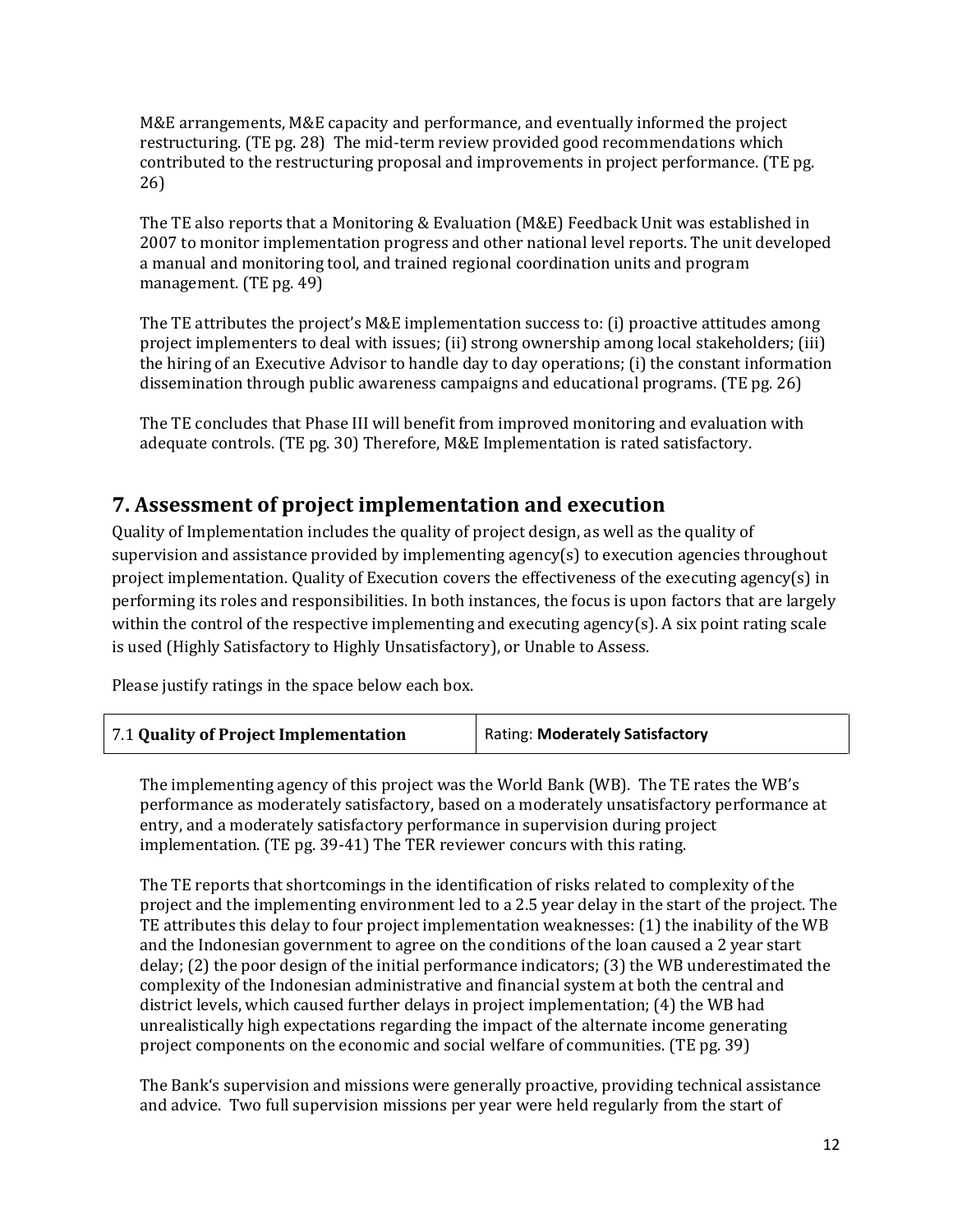M&E arrangements, M&E capacity and performance, and eventually informed the project restructuring. (TE pg. 28) The mid-term review provided good recommendations which contributed to the restructuring proposal and improvements in project performance. (TE pg. 26)

The TE also reports that a Monitoring & Evaluation (M&E) Feedback Unit was established in 2007 to monitor implementation progress and other national level reports. The unit developed a manual and monitoring tool, and trained regional coordination units and program management. (TE pg. 49)

The TE attributes the project's M&E implementation success to: (i) proactive attitudes among project implementers to deal with issues; (ii) strong ownership among local stakeholders; (iii) the hiring of an Executive Advisor to handle day to day operations; (i) the constant information dissemination through public awareness campaigns and educational programs. (TE pg. 26)

The TE concludes that Phase III will benefit from improved monitoring and evaluation with adequate controls. (TE pg. 30) Therefore, M&E Implementation is rated satisfactory.

## 7. Assessment of project implementation and execution

Quality of Implementation includes the quality of project design, as well as the quality of supervision and assistance provided by implementing agency(s) to execution agencies throughout project implementation. Quality of Execution covers the effectiveness of the executing agency(s) in performing its roles and responsibilities. In both instances, the focus is upon factors that are largely within the control of the respective implementing and executing agency(s). A six point rating scale is used (Highly Satisfactory to Highly Unsatisfactory), or Unable to Assess.

Please justify ratings in the space below each box.

| 7.1 **Quality of Project Implementation** | Rating: **Moderately Satisfactory** |
|---|---|

The implementing agency of this project was the World Bank (WB). The TE rates the WB's performance as moderately satisfactory, based on a moderately unsatisfactory performance at entry, and a moderately satisfactory performance in supervision during project implementation. (TE pg. 39-41) The TER reviewer concurs with this rating.

The TE reports that shortcomings in the identification of risks related to complexity of the project and the implementing environment led to a 2.5 year delay in the start of the project. The TE attributes this delay to four project implementation weaknesses: (1) the inability of the WB and the Indonesian government to agree on the conditions of the loan caused a 2 year start delay; (2) the poor design of the initial performance indicators; (3) the WB underestimated the complexity of the Indonesian administrative and financial system at both the central and district levels, which caused further delays in project implementation; (4) the WB had unrealistically high expectations regarding the impact of the alternate income generating project components on the economic and social welfare of communities. (TE pg. 39)

The Bank's supervision and missions were generally proactive, providing technical assistance and advice. Two full supervision missions per year were held regularly from the start of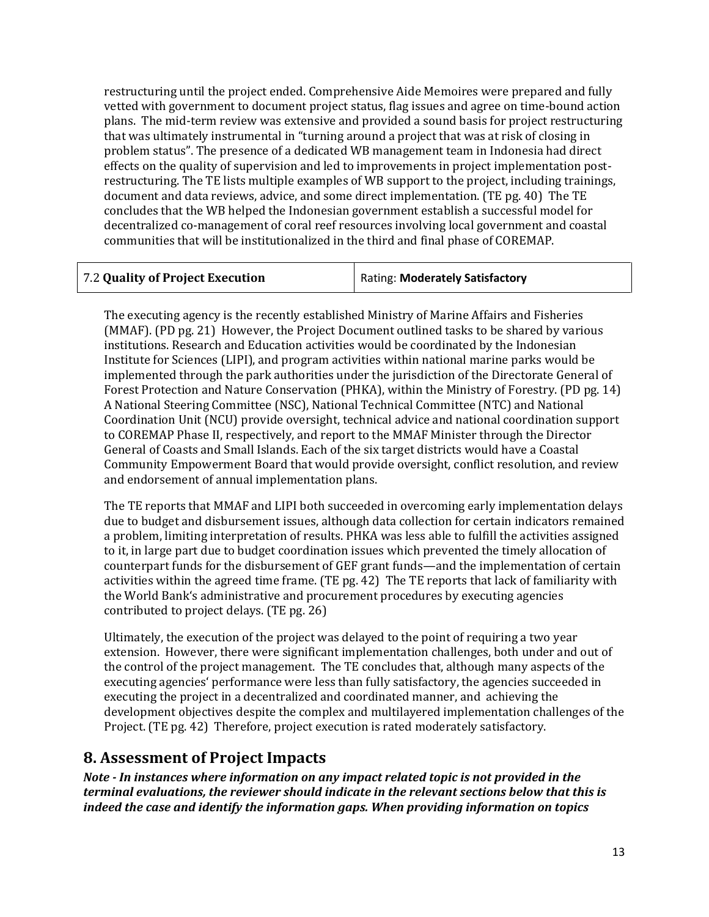restructuring until the project ended. Comprehensive Aide Memoires were prepared and fully vetted with government to document project status, flag issues and agree on time-bound action plans. The mid-term review was extensive and provided a sound basis for project restructuring that was ultimately instrumental in "turning around a project that was at risk of closing in problem status". The presence of a dedicated WB management team in Indonesia had direct effects on the quality of supervision and led to improvements in project implementation post-restructuring. The TE lists multiple examples of WB support to the project, including trainings, document and data reviews, advice, and some direct implementation. (TE pg. 40) The TE concludes that the WB helped the Indonesian government establish a successful model for decentralized co-management of coral reef resources involving local government and coastal communities that will be institutionalized in the third and final phase of COREMAP.

| 7.2 **Quality of Project Execution** | Rating: **Moderately Satisfactory** |
|---|---|

The executing agency is the recently established Ministry of Marine Affairs and Fisheries (MMAF). (PD pg. 21) However, the Project Document outlined tasks to be shared by various institutions. Research and Education activities would be coordinated by the Indonesian Institute for Sciences (LIPI), and program activities within national marine parks would be implemented through the park authorities under the jurisdiction of the Directorate General of Forest Protection and Nature Conservation (PHKA), within the Ministry of Forestry. (PD pg. 14) A National Steering Committee (NSC), National Technical Committee (NTC) and National Coordination Unit (NCU) provide oversight, technical advice and national coordination support to COREMAP Phase II, respectively, and report to the MMAF Minister through the Director General of Coasts and Small Islands. Each of the six target districts would have a Coastal Community Empowerment Board that would provide oversight, conflict resolution, and review and endorsement of annual implementation plans.

The TE reports that MMAF and LIPI both succeeded in overcoming early implementation delays due to budget and disbursement issues, although data collection for certain indicators remained a problem, limiting interpretation of results. PHKA was less able to fulfill the activities assigned to it, in large part due to budget coordination issues which prevented the timely allocation of counterpart funds for the disbursement of GEF grant funds—and the implementation of certain activities within the agreed time frame. (TE pg. 42) The TE reports that lack of familiarity with the World Bank's administrative and procurement procedures by executing agencies contributed to project delays. (TE pg. 26)

Ultimately, the execution of the project was delayed to the point of requiring a two year extension. However, there were significant implementation challenges, both under and out of the control of the project management. The TE concludes that, although many aspects of the executing agencies' performance were less than fully satisfactory, the agencies succeeded in executing the project in a decentralized and coordinated manner, and achieving the development objectives despite the complex and multilayered implementation challenges of the Project. (TE pg. 42) Therefore, project execution is rated moderately satisfactory.

## 8. Assessment of Project Impacts

***Note - In instances where information on any impact related topic is not provided in the terminal evaluations, the reviewer should indicate in the relevant sections below that this is indeed the case and identify the information gaps. When providing information on topics***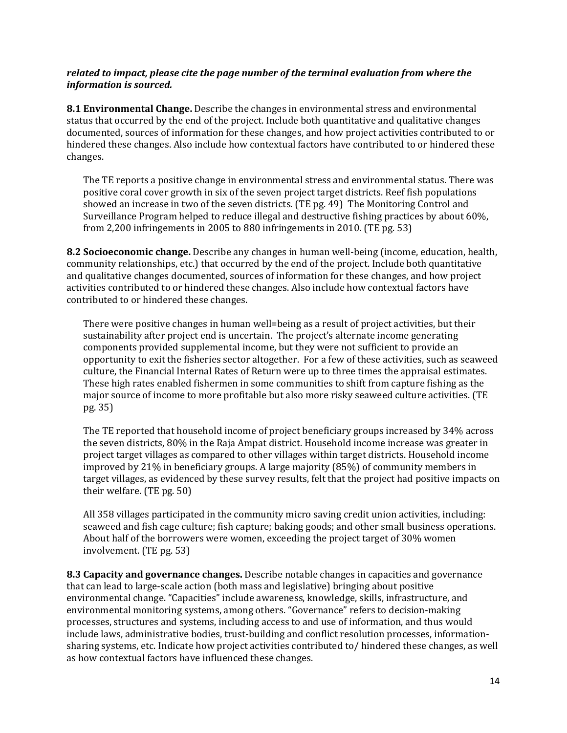***related to impact, please cite the page number of the terminal evaluation from where the information is sourced.***

**8.1 Environmental Change.** Describe the changes in environmental stress and environmental status that occurred by the end of the project. Include both quantitative and qualitative changes documented, sources of information for these changes, and how project activities contributed to or hindered these changes. Also include how contextual factors have contributed to or hindered these changes.

The TE reports a positive change in environmental stress and environmental status. There was positive coral cover growth in six of the seven project target districts. Reef fish populations showed an increase in two of the seven districts. (TE pg. 49) The Monitoring Control and Surveillance Program helped to reduce illegal and destructive fishing practices by about 60%, from 2,200 infringements in 2005 to 880 infringements in 2010. (TE pg. 53)

**8.2 Socioeconomic change.** Describe any changes in human well-being (income, education, health, community relationships, etc.) that occurred by the end of the project. Include both quantitative and qualitative changes documented, sources of information for these changes, and how project activities contributed to or hindered these changes. Also include how contextual factors have contributed to or hindered these changes.

There were positive changes in human well=being as a result of project activities, but their sustainability after project end is uncertain. The project's alternate income generating components provided supplemental income, but they were not sufficient to provide an opportunity to exit the fisheries sector altogether. For a few of these activities, such as seaweed culture, the Financial Internal Rates of Return were up to three times the appraisal estimates. These high rates enabled fishermen in some communities to shift from capture fishing as the major source of income to more profitable but also more risky seaweed culture activities. (TE pg. 35)

The TE reported that household income of project beneficiary groups increased by 34% across the seven districts, 80% in the Raja Ampat district. Household income increase was greater in project target villages as compared to other villages within target districts. Household income improved by 21% in beneficiary groups. A large majority (85%) of community members in target villages, as evidenced by these survey results, felt that the project had positive impacts on their welfare. (TE pg. 50)

All 358 villages participated in the community micro saving credit union activities, including: seaweed and fish cage culture; fish capture; baking goods; and other small business operations. About half of the borrowers were women, exceeding the project target of 30% women involvement. (TE pg. 53)

**8.3 Capacity and governance changes.** Describe notable changes in capacities and governance that can lead to large-scale action (both mass and legislative) bringing about positive environmental change. "Capacities" include awareness, knowledge, skills, infrastructure, and environmental monitoring systems, among others. "Governance" refers to decision-making processes, structures and systems, including access to and use of information, and thus would include laws, administrative bodies, trust-building and conflict resolution processes, information-sharing systems, etc. Indicate how project activities contributed to/ hindered these changes, as well as how contextual factors have influenced these changes.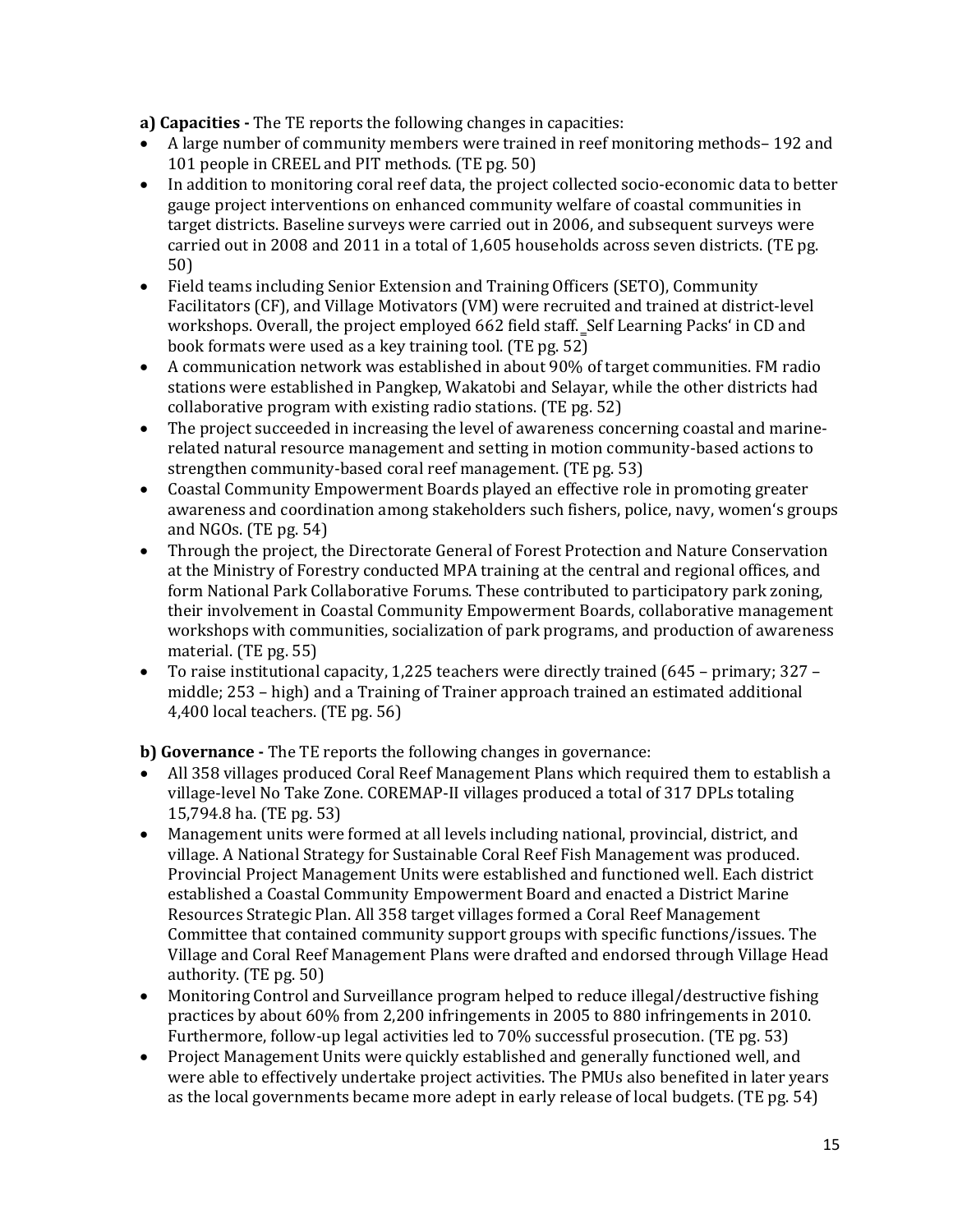**a) Capacities -** The TE reports the following changes in capacities:

- A large number of community members were trained in reef monitoring methods– 192 and 101 people in CREEL and PIT methods. (TE pg. 50)
- In addition to monitoring coral reef data, the project collected socio-economic data to better gauge project interventions on enhanced community welfare of coastal communities in target districts. Baseline surveys were carried out in 2006, and subsequent surveys were carried out in 2008 and 2011 in a total of 1,605 households across seven districts. (TE pg. 50)
- Field teams including Senior Extension and Training Officers (SETO), Community Facilitators (CF), and Village Motivators (VM) were recruited and trained at district-level workshops. Overall, the project employed 662 field staff. ‗Self Learning Packs' in CD and book formats were used as a key training tool. (TE pg. 52)
- A communication network was established in about 90% of target communities. FM radio stations were established in Pangkep, Wakatobi and Selayar, while the other districts had collaborative program with existing radio stations. (TE pg. 52)
- The project succeeded in increasing the level of awareness concerning coastal and marine-related natural resource management and setting in motion community-based actions to strengthen community-based coral reef management. (TE pg. 53)
- Coastal Community Empowerment Boards played an effective role in promoting greater awareness and coordination among stakeholders such fishers, police, navy, women's groups and NGOs. (TE pg. 54)
- Through the project, the Directorate General of Forest Protection and Nature Conservation at the Ministry of Forestry conducted MPA training at the central and regional offices, and form National Park Collaborative Forums. These contributed to participatory park zoning, their involvement in Coastal Community Empowerment Boards, collaborative management workshops with communities, socialization of park programs, and production of awareness material. (TE pg. 55)
- To raise institutional capacity, 1,225 teachers were directly trained (645 – primary; 327 – middle; 253 – high) and a Training of Trainer approach trained an estimated additional 4,400 local teachers. (TE pg. 56)

**b) Governance -** The TE reports the following changes in governance:

- All 358 villages produced Coral Reef Management Plans which required them to establish a village-level No Take Zone. COREMAP-II villages produced a total of 317 DPLs totaling 15,794.8 ha. (TE pg. 53)
- Management units were formed at all levels including national, provincial, district, and village. A National Strategy for Sustainable Coral Reef Fish Management was produced. Provincial Project Management Units were established and functioned well. Each district established a Coastal Community Empowerment Board and enacted a District Marine Resources Strategic Plan. All 358 target villages formed a Coral Reef Management Committee that contained community support groups with specific functions/issues. The Village and Coral Reef Management Plans were drafted and endorsed through Village Head authority. (TE pg. 50)
- Monitoring Control and Surveillance program helped to reduce illegal/destructive fishing practices by about 60% from 2,200 infringements in 2005 to 880 infringements in 2010. Furthermore, follow-up legal activities led to 70% successful prosecution. (TE pg. 53)
- Project Management Units were quickly established and generally functioned well, and were able to effectively undertake project activities. The PMUs also benefited in later years as the local governments became more adept in early release of local budgets. (TE pg. 54)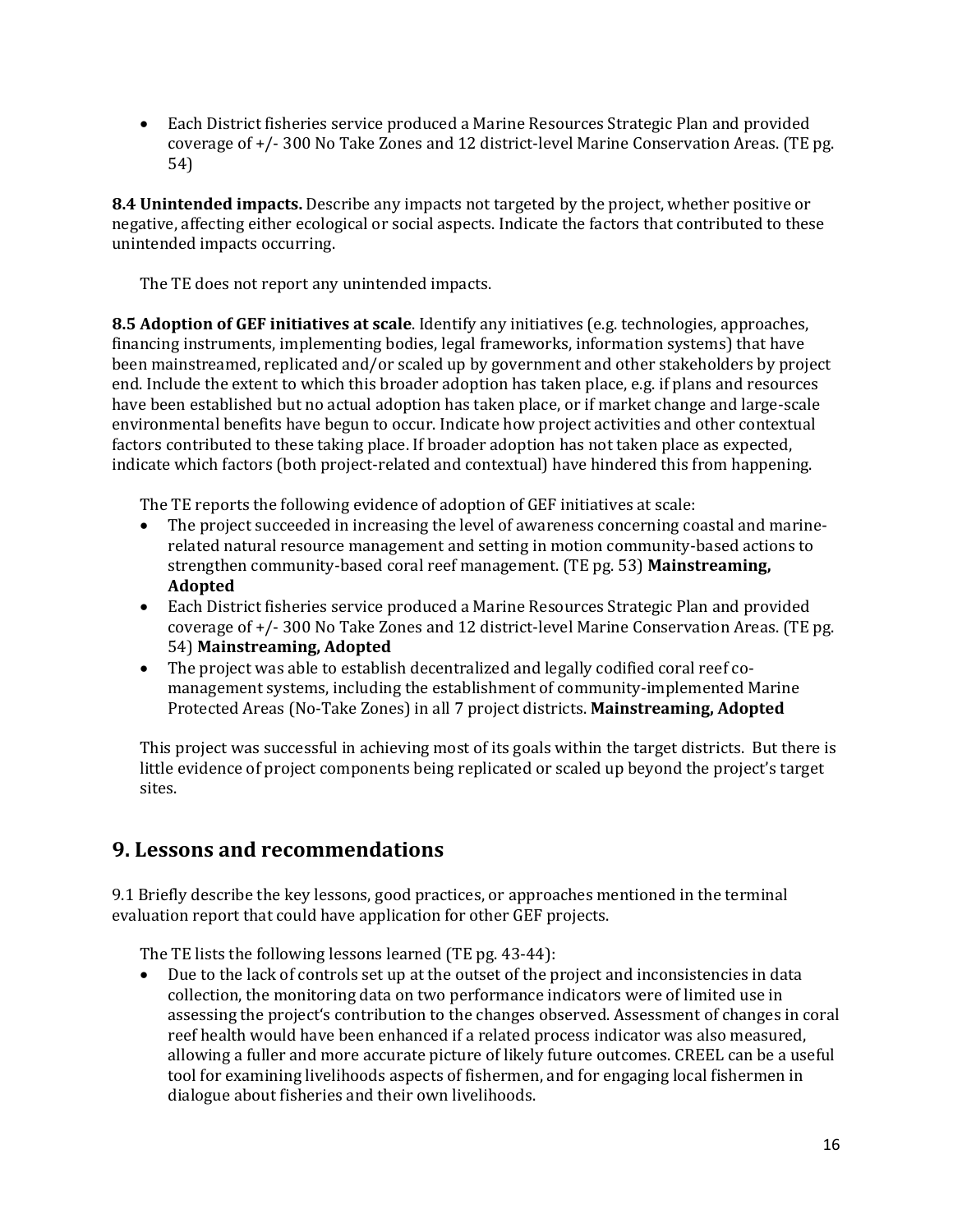- Each District fisheries service produced a Marine Resources Strategic Plan and provided coverage of +/- 300 No Take Zones and 12 district-level Marine Conservation Areas. (TE pg. 54)

**8.4 Unintended impacts.** Describe any impacts not targeted by the project, whether positive or negative, affecting either ecological or social aspects. Indicate the factors that contributed to these unintended impacts occurring.

The TE does not report any unintended impacts.

**8.5 Adoption of GEF initiatives at scale**. Identify any initiatives (e.g. technologies, approaches, financing instruments, implementing bodies, legal frameworks, information systems) that have been mainstreamed, replicated and/or scaled up by government and other stakeholders by project end. Include the extent to which this broader adoption has taken place, e.g. if plans and resources have been established but no actual adoption has taken place, or if market change and large-scale environmental benefits have begun to occur. Indicate how project activities and other contextual factors contributed to these taking place. If broader adoption has not taken place as expected, indicate which factors (both project-related and contextual) have hindered this from happening.

The TE reports the following evidence of adoption of GEF initiatives at scale:

- The project succeeded in increasing the level of awareness concerning coastal and marine-related natural resource management and setting in motion community-based actions to strengthen community-based coral reef management. (TE pg. 53) **Mainstreaming, Adopted**
- Each District fisheries service produced a Marine Resources Strategic Plan and provided coverage of +/- 300 No Take Zones and 12 district-level Marine Conservation Areas. (TE pg. 54) **Mainstreaming, Adopted**
- The project was able to establish decentralized and legally codified coral reef co-management systems, including the establishment of community-implemented Marine Protected Areas (No-Take Zones) in all 7 project districts. **Mainstreaming, Adopted**

This project was successful in achieving most of its goals within the target districts. But there is little evidence of project components being replicated or scaled up beyond the project's target sites.

## 9. Lessons and recommendations

9.1 Briefly describe the key lessons, good practices, or approaches mentioned in the terminal evaluation report that could have application for other GEF projects.

The TE lists the following lessons learned (TE pg. 43-44):

- Due to the lack of controls set up at the outset of the project and inconsistencies in data collection, the monitoring data on two performance indicators were of limited use in assessing the project's contribution to the changes observed. Assessment of changes in coral reef health would have been enhanced if a related process indicator was also measured, allowing a fuller and more accurate picture of likely future outcomes. CREEL can be a useful tool for examining livelihoods aspects of fishermen, and for engaging local fishermen in dialogue about fisheries and their own livelihoods.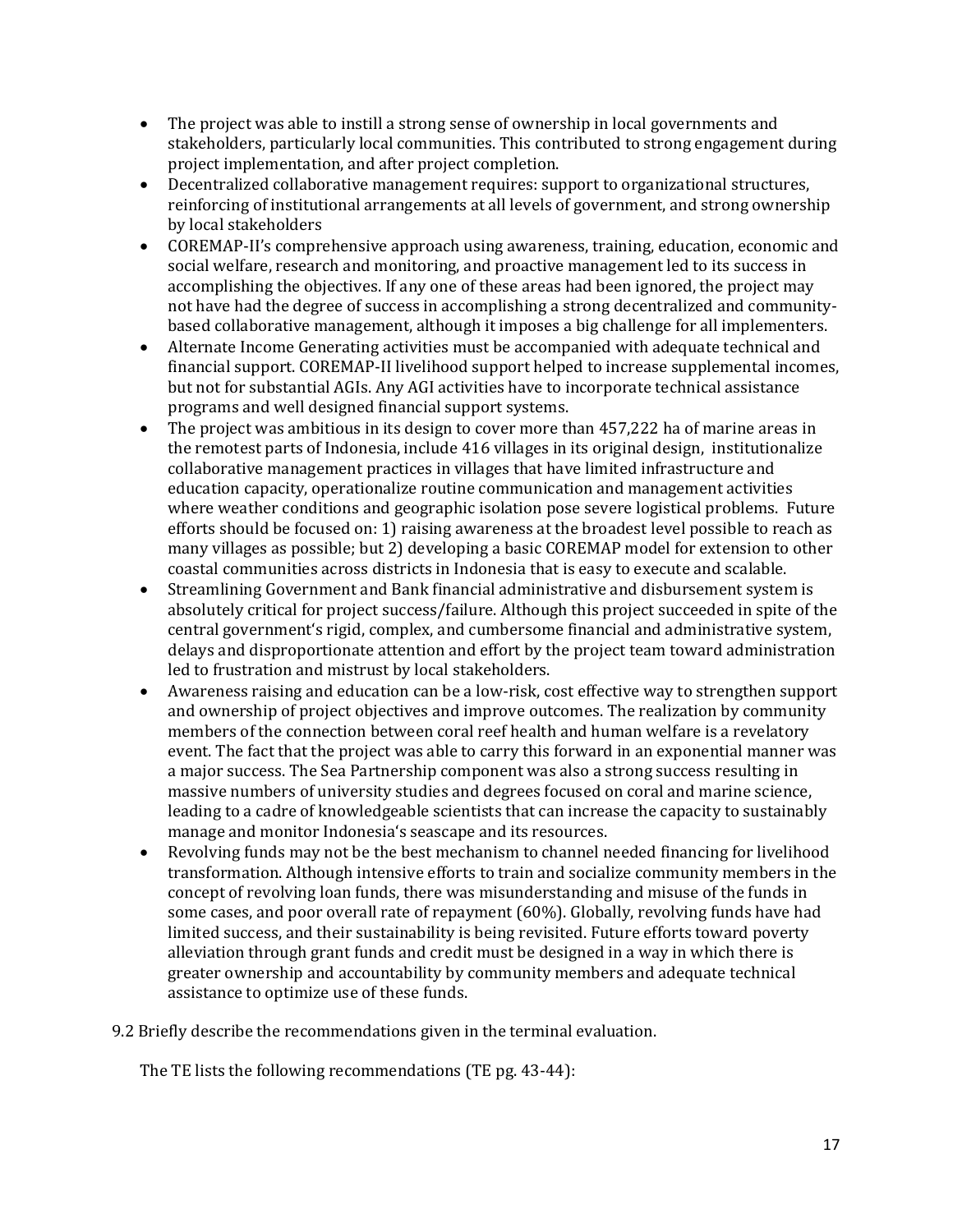- The project was able to instill a strong sense of ownership in local governments and stakeholders, particularly local communities. This contributed to strong engagement during project implementation, and after project completion.
- Decentralized collaborative management requires: support to organizational structures, reinforcing of institutional arrangements at all levels of government, and strong ownership by local stakeholders
- COREMAP-II's comprehensive approach using awareness, training, education, economic and social welfare, research and monitoring, and proactive management led to its success in accomplishing the objectives. If any one of these areas had been ignored, the project may not have had the degree of success in accomplishing a strong decentralized and community-based collaborative management, although it imposes a big challenge for all implementers.
- Alternate Income Generating activities must be accompanied with adequate technical and financial support. COREMAP-II livelihood support helped to increase supplemental incomes, but not for substantial AGIs. Any AGI activities have to incorporate technical assistance programs and well designed financial support systems.
- The project was ambitious in its design to cover more than 457,222 ha of marine areas in the remotest parts of Indonesia, include 416 villages in its original design, institutionalize collaborative management practices in villages that have limited infrastructure and education capacity, operationalize routine communication and management activities where weather conditions and geographic isolation pose severe logistical problems. Future efforts should be focused on: 1) raising awareness at the broadest level possible to reach as many villages as possible; but 2) developing a basic COREMAP model for extension to other coastal communities across districts in Indonesia that is easy to execute and scalable.
- Streamlining Government and Bank financial administrative and disbursement system is absolutely critical for project success/failure. Although this project succeeded in spite of the central government's rigid, complex, and cumbersome financial and administrative system, delays and disproportionate attention and effort by the project team toward administration led to frustration and mistrust by local stakeholders.
- Awareness raising and education can be a low-risk, cost effective way to strengthen support and ownership of project objectives and improve outcomes. The realization by community members of the connection between coral reef health and human welfare is a revelatory event. The fact that the project was able to carry this forward in an exponential manner was a major success. The Sea Partnership component was also a strong success resulting in massive numbers of university studies and degrees focused on coral and marine science, leading to a cadre of knowledgeable scientists that can increase the capacity to sustainably manage and monitor Indonesia's seascape and its resources.
- Revolving funds may not be the best mechanism to channel needed financing for livelihood transformation. Although intensive efforts to train and socialize community members in the concept of revolving loan funds, there was misunderstanding and misuse of the funds in some cases, and poor overall rate of repayment (60%). Globally, revolving funds have had limited success, and their sustainability is being revisited. Future efforts toward poverty alleviation through grant funds and credit must be designed in a way in which there is greater ownership and accountability by community members and adequate technical assistance to optimize use of these funds.

9.2 Briefly describe the recommendations given in the terminal evaluation.

The TE lists the following recommendations (TE pg. 43-44):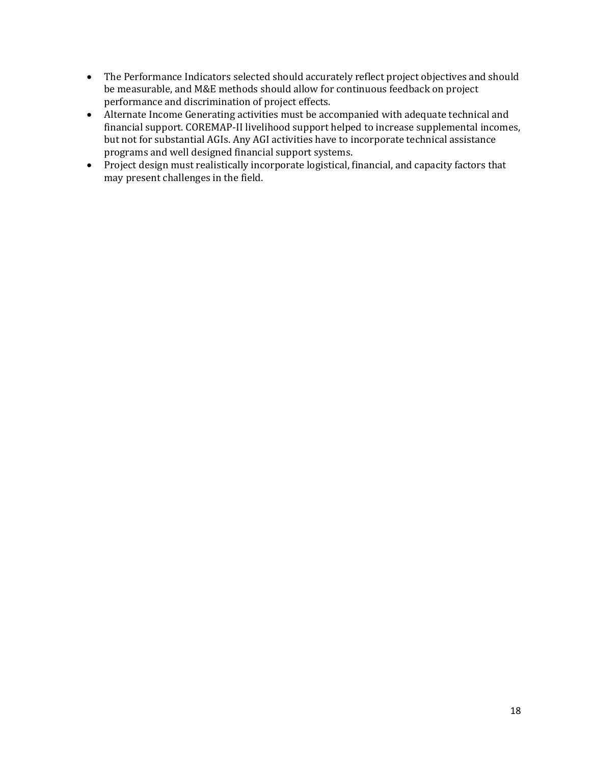- The Performance Indicators selected should accurately reflect project objectives and should be measurable, and M&E methods should allow for continuous feedback on project performance and discrimination of project effects.
- Alternate Income Generating activities must be accompanied with adequate technical and financial support. COREMAP-II livelihood support helped to increase supplemental incomes, but not for substantial AGIs. Any AGI activities have to incorporate technical assistance programs and well designed financial support systems.
- Project design must realistically incorporate logistical, financial, and capacity factors that may present challenges in the field.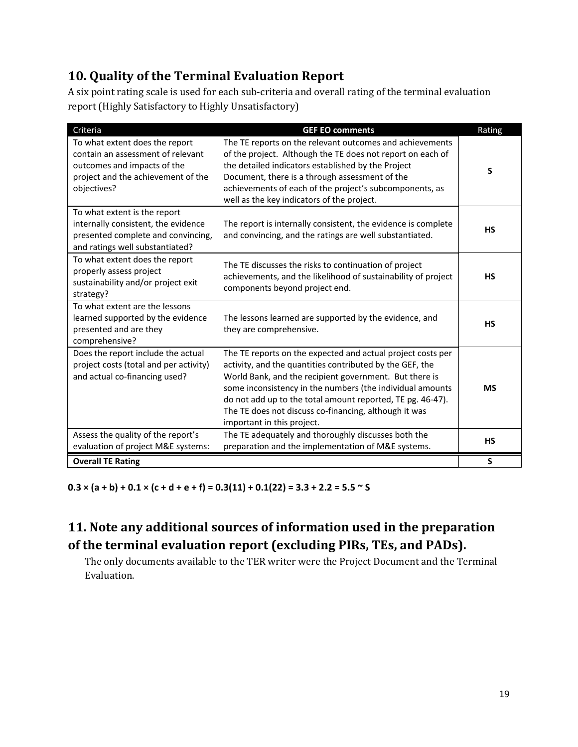## 10. Quality of the Terminal Evaluation Report

A six point rating scale is used for each sub-criteria and overall rating of the terminal evaluation report (Highly Satisfactory to Highly Unsatisfactory)

| Criteria | GEF EO comments | Rating |
|---|---|---|
| To what extent does the report contain an assessment of relevant outcomes and impacts of the project and the achievement of the objectives? | The TE reports on the relevant outcomes and achievements of the project. Although the TE does not report on each of the detailed indicators established by the Project Document, there is a through assessment of the achievements of each of the project's subcomponents, as well as the key indicators of the project. | **S** |
| To what extent is the report internally consistent, the evidence presented complete and convincing, and ratings well substantiated? | The report is internally consistent, the evidence is complete and convincing, and the ratings are well substantiated. | **HS** |
| To what extent does the report properly assess project sustainability and/or project exit strategy? | The TE discusses the risks to continuation of project achievements, and the likelihood of sustainability of project components beyond project end. | **HS** |
| To what extent are the lessons learned supported by the evidence presented and are they comprehensive? | The lessons learned are supported by the evidence, and they are comprehensive. | **HS** |
| Does the report include the actual project costs (total and per activity) and actual co-financing used? | The TE reports on the expected and actual project costs per activity, and the quantities contributed by the GEF, the World Bank, and the recipient government. But there is some inconsistency in the numbers (the individual amounts do not add up to the total amount reported, TE pg. 46-47). The TE does not discuss co-financing, although it was important in this project. | **MS** |
| Assess the quality of the report's evaluation of project M&E systems: | The TE adequately and thoroughly discusses both the preparation and the implementation of M&E systems. | **HS** |
| **Overall TE Rating** | | **S** |

**$0.3 \times (a + b) + 0.1 \times (c + d + e + f) = 0.3(11) + 0.1(22) = 3.3 + 2.2 = 5.5 \sim$ S**

## 11. Note any additional sources of information used in the preparation of the terminal evaluation report (excluding PIRs, TEs, and PADs).

The only documents available to the TER writer were the Project Document and the Terminal Evaluation.